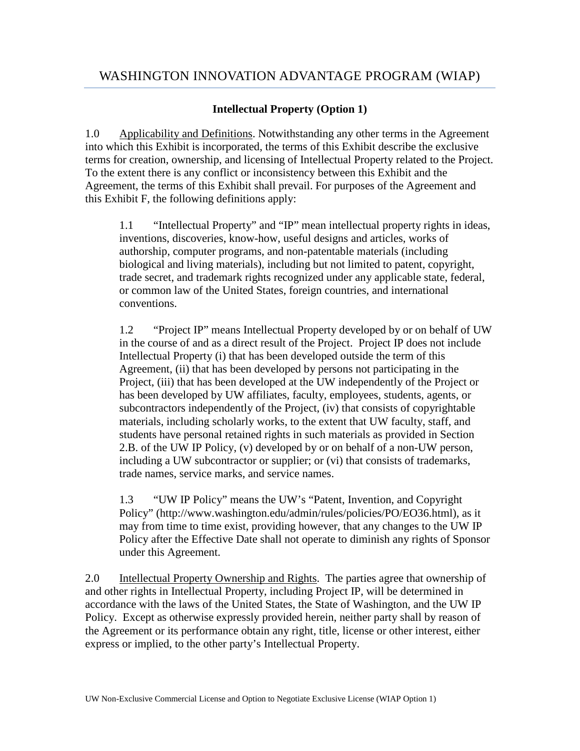# WASHINGTON INNOVATION ADVANTAGE PROGRAM (WIAP)

**Intellectual Property (Option 1)**

1.0 Applicability and Definitions. Notwithstanding any other terms in the Agreement into which this Exhibit is incorporated, the terms of this Exhibit describe the exclusive terms for creation, ownership, and licensing of Intellectual Property related to the Project. To the extent there is any conflict or inconsistency between this Exhibit and the Agreement, the terms of this Exhibit shall prevail. For purposes of the Agreement and this Exhibit F, the following definitions apply:

> 1.1 "Intellectual Property" and "IP" mean intellectual property rights in ideas, inventions, discoveries, know-how, useful designs and articles, works of authorship, computer programs, and non-patentable materials (including biological and living materials), including but not limited to patent, copyright, trade secret, and trademark rights recognized under any applicable state, federal, or common law of the United States, foreign countries, and international conventions.
>
> 1.2 "Project IP" means Intellectual Property developed by or on behalf of UW in the course of and as a direct result of the Project. Project IP does not include Intellectual Property (i) that has been developed outside the term of this Agreement, (ii) that has been developed by persons not participating in the Project, (iii) that has been developed at the UW independently of the Project or has been developed by UW affiliates, faculty, employees, students, agents, or subcontractors independently of the Project, (iv) that consists of copyrightable materials, including scholarly works, to the extent that UW faculty, staff, and students have personal retained rights in such materials as provided in Section 2.B. of the UW IP Policy, (v) developed by or on behalf of a non-UW person, including a UW subcontractor or supplier; or (vi) that consists of trademarks, trade names, service marks, and service names.
>
> 1.3 "UW IP Policy" means the UW's "Patent, Invention, and Copyright Policy" (http://www.washington.edu/admin/rules/policies/PO/EO36.html), as it may from time to time exist, providing however, that any changes to the UW IP Policy after the Effective Date shall not operate to diminish any rights of Sponsor under this Agreement.

2.0 Intellectual Property Ownership and Rights. The parties agree that ownership of and other rights in Intellectual Property, including Project IP, will be determined in accordance with the laws of the United States, the State of Washington, and the UW IP Policy. Except as otherwise expressly provided herein, neither party shall by reason of the Agreement or its performance obtain any right, title, license or other interest, either express or implied, to the other party's Intellectual Property.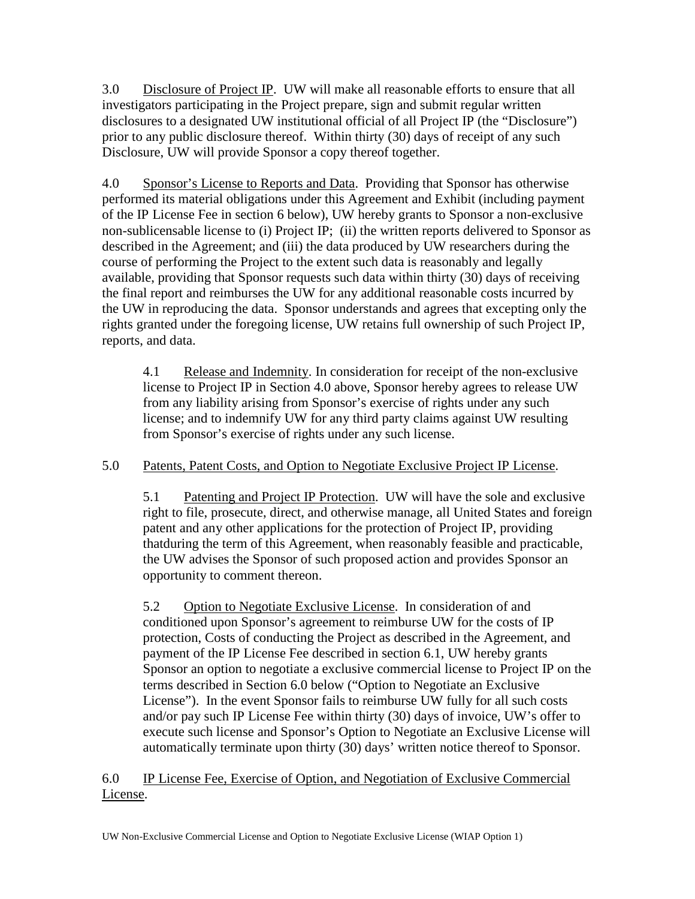3.0 Disclosure of Project IP. UW will make all reasonable efforts to ensure that all investigators participating in the Project prepare, sign and submit regular written disclosures to a designated UW institutional official of all Project IP (the "Disclosure") prior to any public disclosure thereof. Within thirty (30) days of receipt of any such Disclosure, UW will provide Sponsor a copy thereof together.

4.0 Sponsor's License to Reports and Data. Providing that Sponsor has otherwise performed its material obligations under this Agreement and Exhibit (including payment of the IP License Fee in section 6 below), UW hereby grants to Sponsor a non-exclusive non-sublicensable license to (i) Project IP; (ii) the written reports delivered to Sponsor as described in the Agreement; and (iii) the data produced by UW researchers during the course of performing the Project to the extent such data is reasonably and legally available, providing that Sponsor requests such data within thirty (30) days of receiving the final report and reimburses the UW for any additional reasonable costs incurred by the UW in reproducing the data. Sponsor understands and agrees that excepting only the rights granted under the foregoing license, UW retains full ownership of such Project IP, reports, and data.

> 4.1 Release and Indemnity. In consideration for receipt of the non-exclusive license to Project IP in Section 4.0 above, Sponsor hereby agrees to release UW from any liability arising from Sponsor's exercise of rights under any such license; and to indemnify UW for any third party claims against UW resulting from Sponsor's exercise of rights under any such license.

5.0 Patents, Patent Costs, and Option to Negotiate Exclusive Project IP License.

> 5.1 Patenting and Project IP Protection. UW will have the sole and exclusive right to file, prosecute, direct, and otherwise manage, all United States and foreign patent and any other applications for the protection of Project IP, providing thatduring the term of this Agreement, when reasonably feasible and practicable, the UW advises the Sponsor of such proposed action and provides Sponsor an opportunity to comment thereon.
>
> 5.2 Option to Negotiate Exclusive License. In consideration of and conditioned upon Sponsor's agreement to reimburse UW for the costs of IP protection, Costs of conducting the Project as described in the Agreement, and payment of the IP License Fee described in section 6.1, UW hereby grants Sponsor an option to negotiate a exclusive commercial license to Project IP on the terms described in Section 6.0 below ("Option to Negotiate an Exclusive License"). In the event Sponsor fails to reimburse UW fully for all such costs and/or pay such IP License Fee within thirty (30) days of invoice, UW's offer to execute such license and Sponsor's Option to Negotiate an Exclusive License will automatically terminate upon thirty (30) days' written notice thereof to Sponsor.

6.0 IP License Fee, Exercise of Option, and Negotiation of Exclusive Commercial License.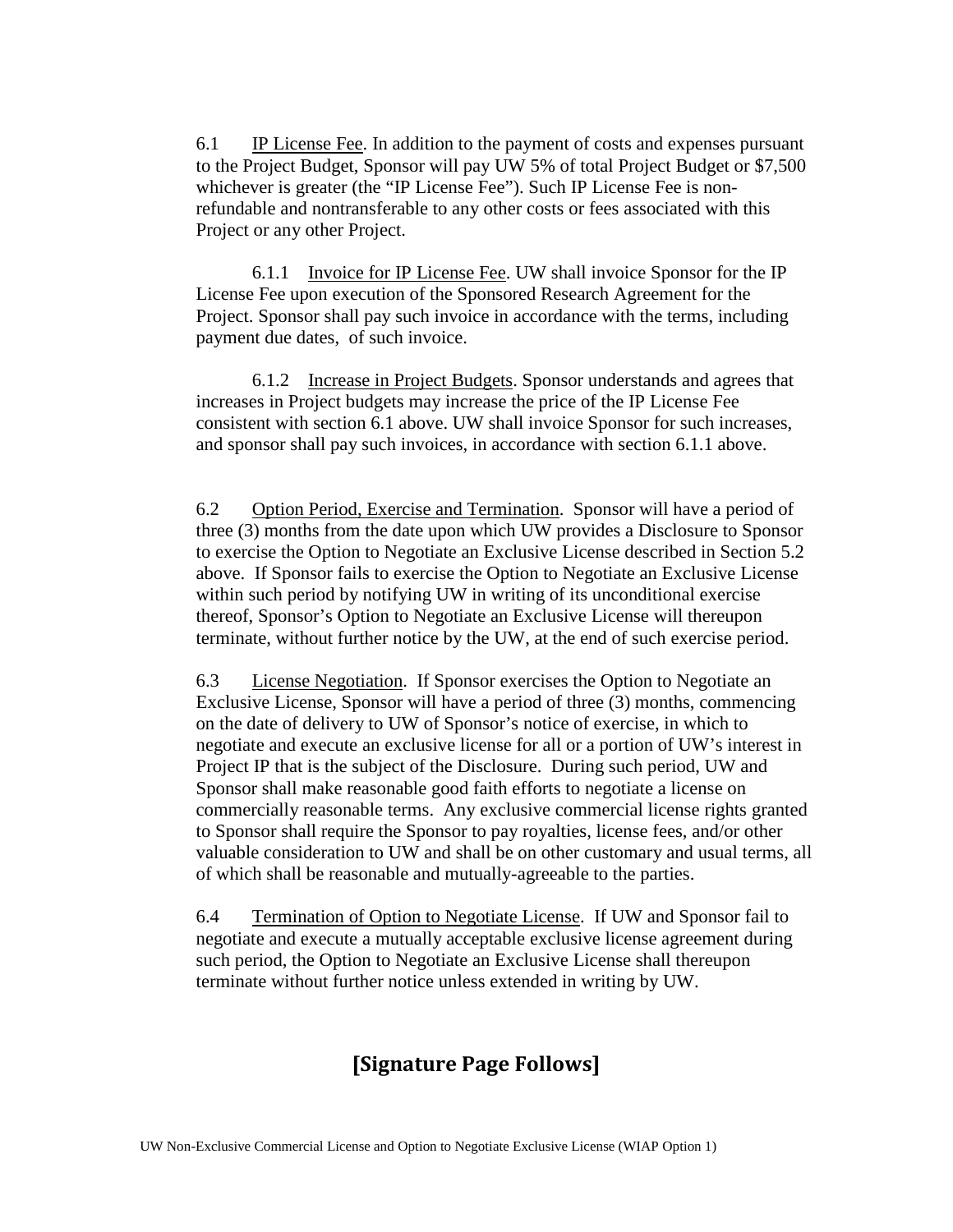6.1 <u>IP License Fee</u>. In addition to the payment of costs and expenses pursuant to the Project Budget, Sponsor will pay UW 5% of total Project Budget or $7,500 whichever is greater (the “IP License Fee”). Such IP License Fee is non-refundable and nontransferable to any other costs or fees associated with this Project or any other Project.

6.1.1 <u>Invoice for IP License Fee</u>. UW shall invoice Sponsor for the IP License Fee upon execution of the Sponsored Research Agreement for the Project. Sponsor shall pay such invoice in accordance with the terms, including payment due dates, of such invoice.

6.1.2 <u>Increase in Project Budgets</u>. Sponsor understands and agrees that increases in Project budgets may increase the price of the IP License Fee consistent with section 6.1 above. UW shall invoice Sponsor for such increases, and sponsor shall pay such invoices, in accordance with section 6.1.1 above.

6.2 <u>Option Period, Exercise and Termination</u>. Sponsor will have a period of three (3) months from the date upon which UW provides a Disclosure to Sponsor to exercise the Option to Negotiate an Exclusive License described in Section 5.2 above. If Sponsor fails to exercise the Option to Negotiate an Exclusive License within such period by notifying UW in writing of its unconditional exercise thereof, Sponsor’s Option to Negotiate an Exclusive License will thereupon terminate, without further notice by the UW, at the end of such exercise period.

6.3 <u>License Negotiation</u>. If Sponsor exercises the Option to Negotiate an Exclusive License, Sponsor will have a period of three (3) months, commencing on the date of delivery to UW of Sponsor’s notice of exercise, in which to negotiate and execute an exclusive license for all or a portion of UW’s interest in Project IP that is the subject of the Disclosure. During such period, UW and Sponsor shall make reasonable good faith efforts to negotiate a license on commercially reasonable terms. Any exclusive commercial license rights granted to Sponsor shall require the Sponsor to pay royalties, license fees, and/or other valuable consideration to UW and shall be on other customary and usual terms, all of which shall be reasonable and mutually-agreeable to the parties.

6.4 <u>Termination of Option to Negotiate License</u>. If UW and Sponsor fail to negotiate and execute a mutually acceptable exclusive license agreement during such period, the Option to Negotiate an Exclusive License shall thereupon terminate without further notice unless extended in writing by UW.

**[Signature Page Follows]**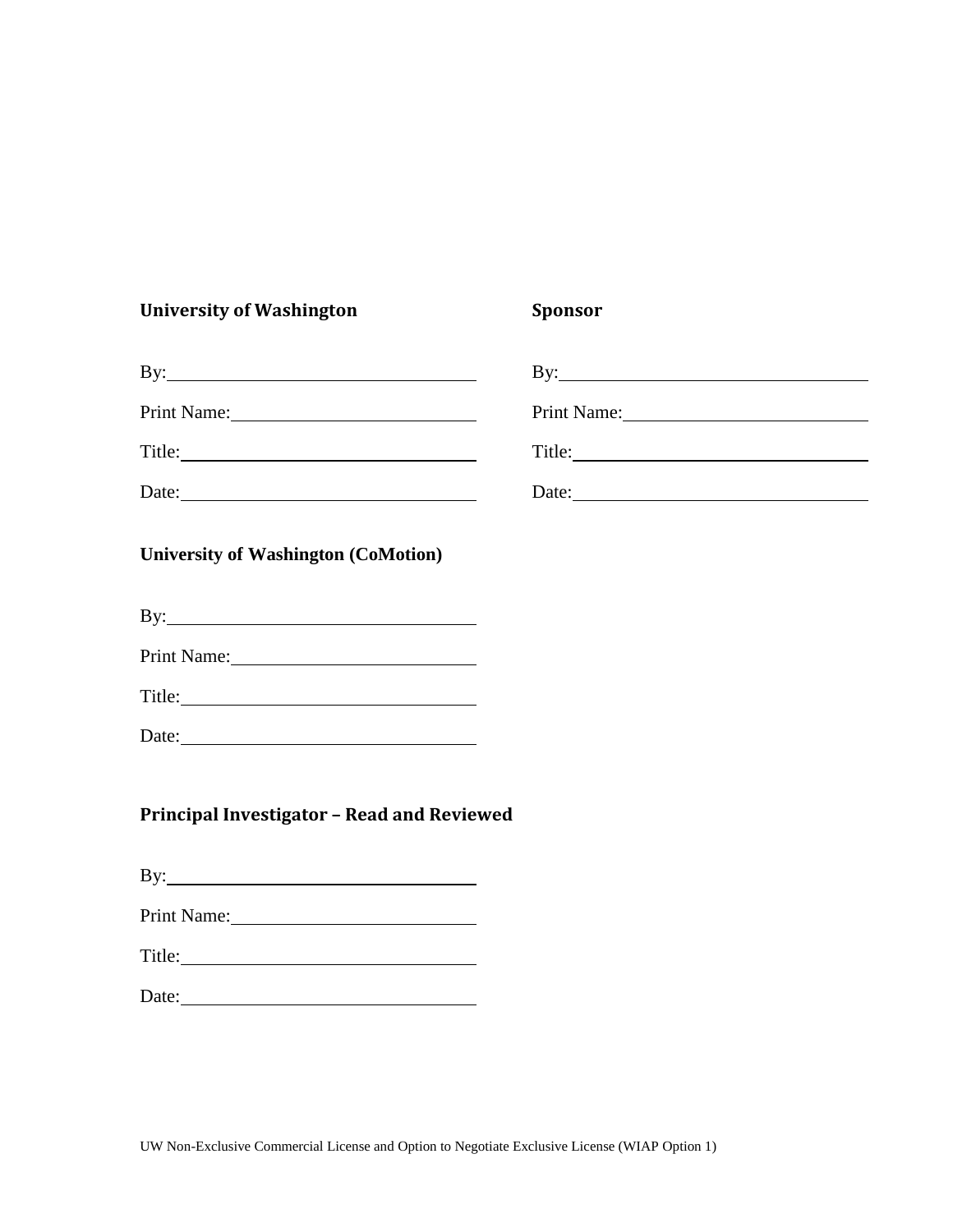**University of Washington**

By:\_\_\_\_\_\_\_\_\_\_\_\_\_\_\_\_\_\_\_\_\_\_\_\_\_\_\_\_\_\_

Print Name:\_\_\_\_\_\_\_\_\_\_\_\_\_\_\_\_\_\_\_\_\_\_\_\_

Title:\_\_\_\_\_\_\_\_\_\_\_\_\_\_\_\_\_\_\_\_\_\_\_\_\_\_\_\_\_\_

Date:\_\_\_\_\_\_\_\_\_\_\_\_\_\_\_\_\_\_\_\_\_\_\_\_\_\_\_\_\_\_

**Sponsor**

By:\_\_\_\_\_\_\_\_\_\_\_\_\_\_\_\_\_\_\_\_\_\_\_\_\_\_\_\_\_\_

Print Name:\_\_\_\_\_\_\_\_\_\_\_\_\_\_\_\_\_\_\_\_\_\_\_\_

Title:\_\_\_\_\_\_\_\_\_\_\_\_\_\_\_\_\_\_\_\_\_\_\_\_\_\_\_\_\_\_

Date:\_\_\_\_\_\_\_\_\_\_\_\_\_\_\_\_\_\_\_\_\_\_\_\_\_\_\_\_\_\_

**University of Washington (CoMotion)**

By:\_\_\_\_\_\_\_\_\_\_\_\_\_\_\_\_\_\_\_\_\_\_\_\_\_\_\_\_\_\_

Print Name:\_\_\_\_\_\_\_\_\_\_\_\_\_\_\_\_\_\_\_\_\_\_\_\_

Title:\_\_\_\_\_\_\_\_\_\_\_\_\_\_\_\_\_\_\_\_\_\_\_\_\_\_\_\_\_\_

Date:\_\_\_\_\_\_\_\_\_\_\_\_\_\_\_\_\_\_\_\_\_\_\_\_\_\_\_\_\_\_

**Principal Investigator – Read and Reviewed**

By:\_\_\_\_\_\_\_\_\_\_\_\_\_\_\_\_\_\_\_\_\_\_\_\_\_\_\_\_\_\_

Print Name:\_\_\_\_\_\_\_\_\_\_\_\_\_\_\_\_\_\_\_\_\_\_\_\_

Title:\_\_\_\_\_\_\_\_\_\_\_\_\_\_\_\_\_\_\_\_\_\_\_\_\_\_\_\_\_\_

Date:\_\_\_\_\_\_\_\_\_\_\_\_\_\_\_\_\_\_\_\_\_\_\_\_\_\_\_\_\_\_